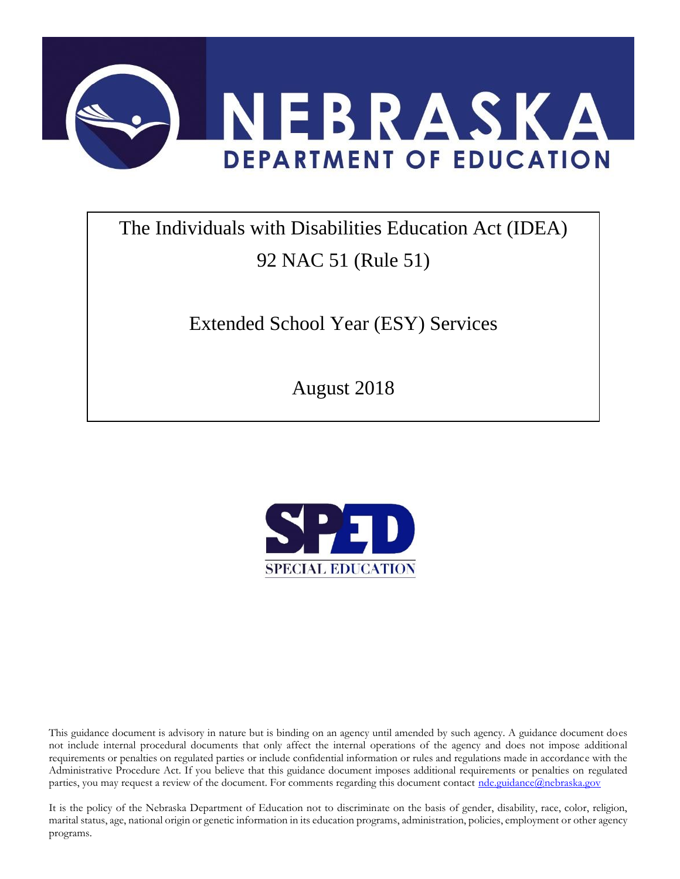# NEBRASKA DEPARTMENT OF EDUCATION

The Individuals with Disabilities Education Act (IDEA)

92 NAC 51 (Rule 51)

Extended School Year (ESY) Services

August 2018

SPED SPECIAL EDUCATION

This guidance document is advisory in nature but is binding on an agency until amended by such agency. A guidance document does not include internal procedural documents that only affect the internal operations of the agency and does not impose additional requirements or penalties on regulated parties or include confidential information or rules and regulations made in accordance with the Administrative Procedure Act. If you believe that this guidance document imposes additional requirements or penalties on regulated parties, you may request a review of the document. For comments regarding this document contact nde.guidance@nebraska.gov

It is the policy of the Nebraska Department of Education not to discriminate on the basis of gender, disability, race, color, religion, marital status, age, national origin or genetic information in its education programs, administration, policies, employment or other agency programs.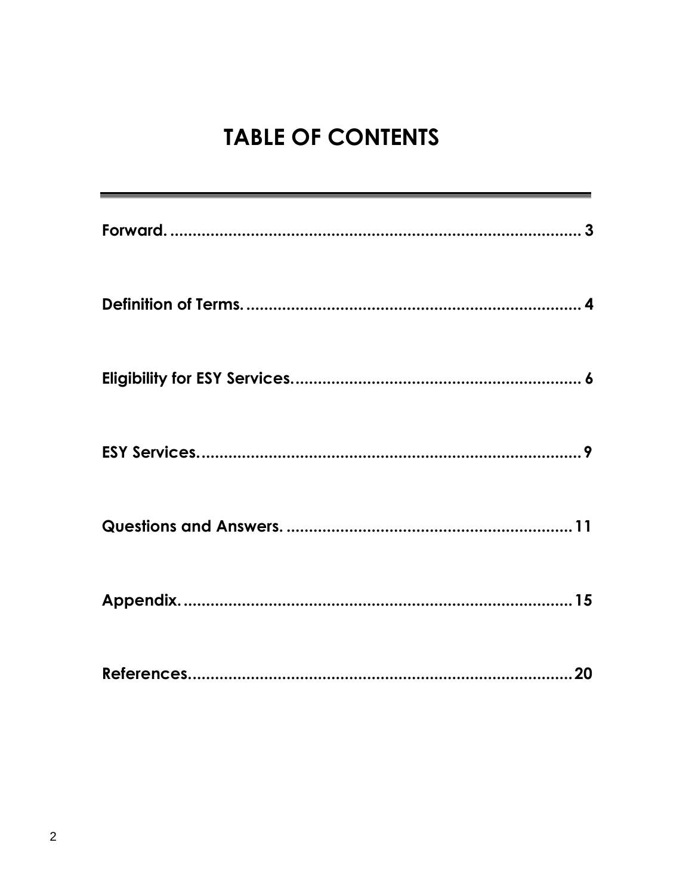# TABLE OF CONTENTS

Forward. ........................................................................................ 3

Definition of Terms. ........................................................................ 4

Eligibility for ESY Services. ............................................................. 6

ESY Services. .................................................................................. 9

Questions and Answers. ................................................................ 11

Appendix. ...................................................................................... 15

References. .................................................................................... 20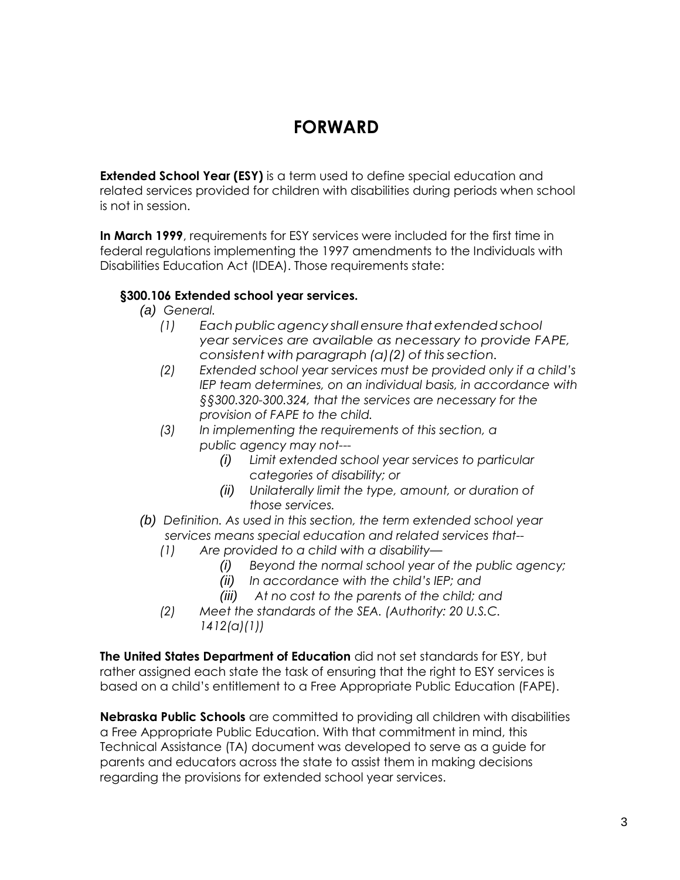# FORWARD

**Extended School Year (ESY)** is a term used to define special education and related services provided for children with disabilities during periods when school is not in session.

**In March 1999**, requirements for ESY services were included for the first time in federal regulations implementing the 1997 amendments to the Individuals with Disabilities Education Act (IDEA). Those requirements state:

**§300.106 Extended school year services.**

*(a) General.*

- *(1) Each public agency shall ensure that extended school year services are available as necessary to provide FAPE, consistent with paragraph (a)(2) of this section.*
- *(2) Extended school year services must be provided only if a child's IEP team determines, on an individual basis, in accordance with §§300.320-300.324, that the services are necessary for the provision of FAPE to the child.*
- *(3) In implementing the requirements of this section, a public agency may not---*
  - *(i) Limit extended school year services to particular categories of disability; or*
  - *(ii) Unilaterally limit the type, amount, or duration of those services.*

*(b) Definition. As used in this section, the term extended school year services means special education and related services that--*

- *(1) Are provided to a child with a disability—*
  - *(i) Beyond the normal school year of the public agency;*
  - *(ii) In accordance with the child's IEP; and*
  - *(iii) At no cost to the parents of the child; and*
- *(2) Meet the standards of the SEA. (Authority: 20 U.S.C. 1412(a)(1))*

**The United States Department of Education** did not set standards for ESY, but rather assigned each state the task of ensuring that the right to ESY services is based on a child's entitlement to a Free Appropriate Public Education (FAPE).

**Nebraska Public Schools** are committed to providing all children with disabilities a Free Appropriate Public Education. With that commitment in mind, this Technical Assistance (TA) document was developed to serve as a guide for parents and educators across the state to assist them in making decisions regarding the provisions for extended school year services.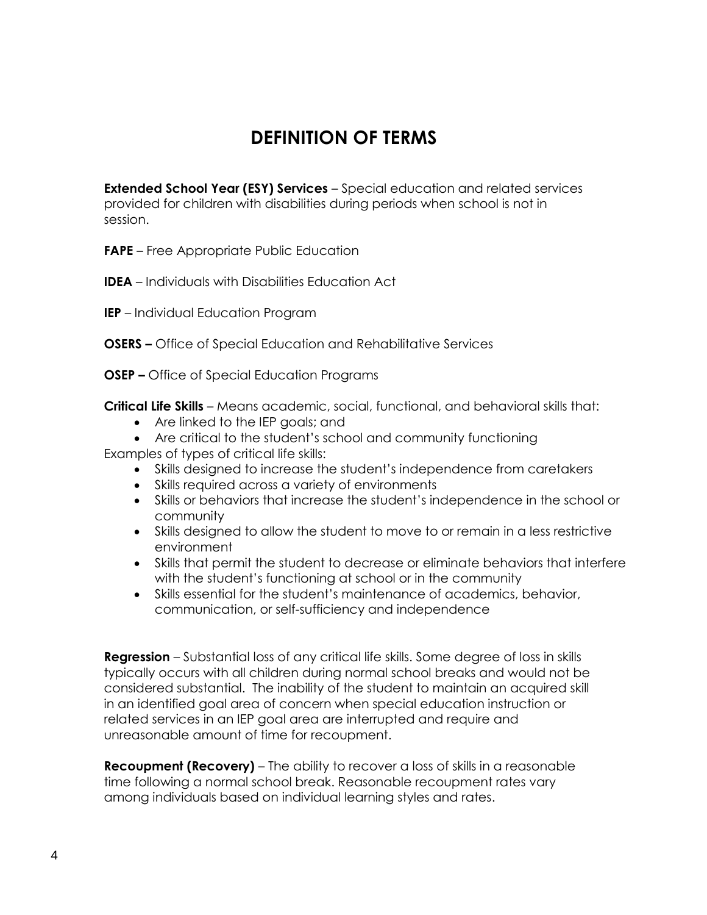# DEFINITION OF TERMS

**Extended School Year (ESY) Services** – Special education and related services provided for children with disabilities during periods when school is not in session.

**FAPE** – Free Appropriate Public Education

**IDEA** – Individuals with Disabilities Education Act

**IEP** – Individual Education Program

**OSERS –** Office of Special Education and Rehabilitative Services

**OSEP –** Office of Special Education Programs

**Critical Life Skills** – Means academic, social, functional, and behavioral skills that:

- Are linked to the IEP goals; and
- Are critical to the student's school and community functioning

Examples of types of critical life skills:

- Skills designed to increase the student's independence from caretakers
- Skills required across a variety of environments
- Skills or behaviors that increase the student's independence in the school or community
- Skills designed to allow the student to move to or remain in a less restrictive environment
- Skills that permit the student to decrease or eliminate behaviors that interfere with the student's functioning at school or in the community
- Skills essential for the student's maintenance of academics, behavior, communication, or self-sufficiency and independence

**Regression** – Substantial loss of any critical life skills. Some degree of loss in skills typically occurs with all children during normal school breaks and would not be considered substantial. The inability of the student to maintain an acquired skill in an identified goal area of concern when special education instruction or related services in an IEP goal area are interrupted and require and unreasonable amount of time for recoupment.

**Recoupment (Recovery)** – The ability to recover a loss of skills in a reasonable time following a normal school break. Reasonable recoupment rates vary among individuals based on individual learning styles and rates.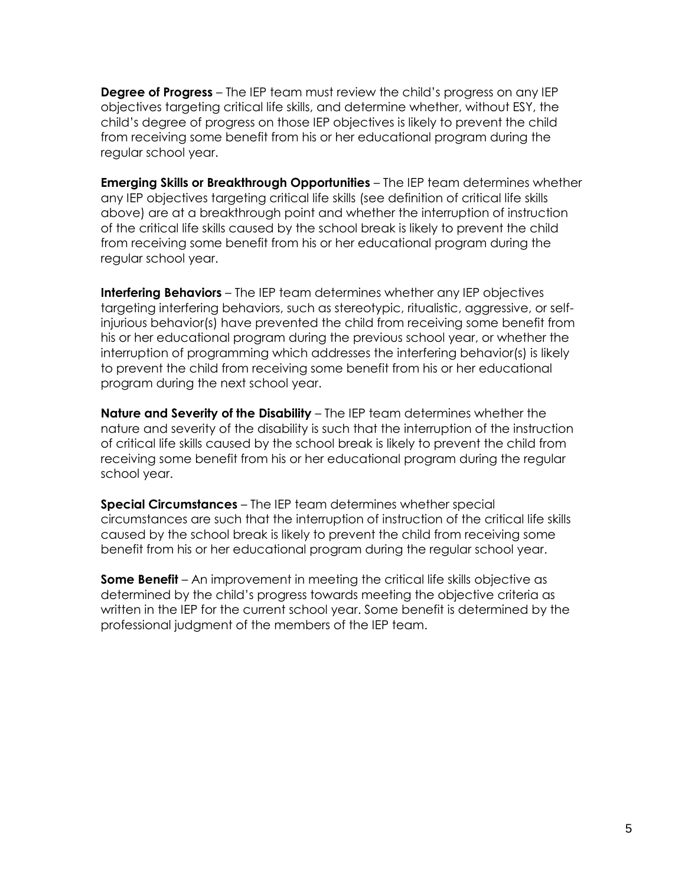**Degree of Progress** – The IEP team must review the child's progress on any IEP objectives targeting critical life skills, and determine whether, without ESY, the child's degree of progress on those IEP objectives is likely to prevent the child from receiving some benefit from his or her educational program during the regular school year.

**Emerging Skills or Breakthrough Opportunities** – The IEP team determines whether any IEP objectives targeting critical life skills (see definition of critical life skills above) are at a breakthrough point and whether the interruption of instruction of the critical life skills caused by the school break is likely to prevent the child from receiving some benefit from his or her educational program during the regular school year.

**Interfering Behaviors** – The IEP team determines whether any IEP objectives targeting interfering behaviors, such as stereotypic, ritualistic, aggressive, or self-injurious behavior(s) have prevented the child from receiving some benefit from his or her educational program during the previous school year, or whether the interruption of programming which addresses the interfering behavior(s) is likely to prevent the child from receiving some benefit from his or her educational program during the next school year.

**Nature and Severity of the Disability** – The IEP team determines whether the nature and severity of the disability is such that the interruption of the instruction of critical life skills caused by the school break is likely to prevent the child from receiving some benefit from his or her educational program during the regular school year.

**Special Circumstances** – The IEP team determines whether special circumstances are such that the interruption of instruction of the critical life skills caused by the school break is likely to prevent the child from receiving some benefit from his or her educational program during the regular school year.

**Some Benefit** – An improvement in meeting the critical life skills objective as determined by the child's progress towards meeting the objective criteria as written in the IEP for the current school year. Some benefit is determined by the professional judgment of the members of the IEP team.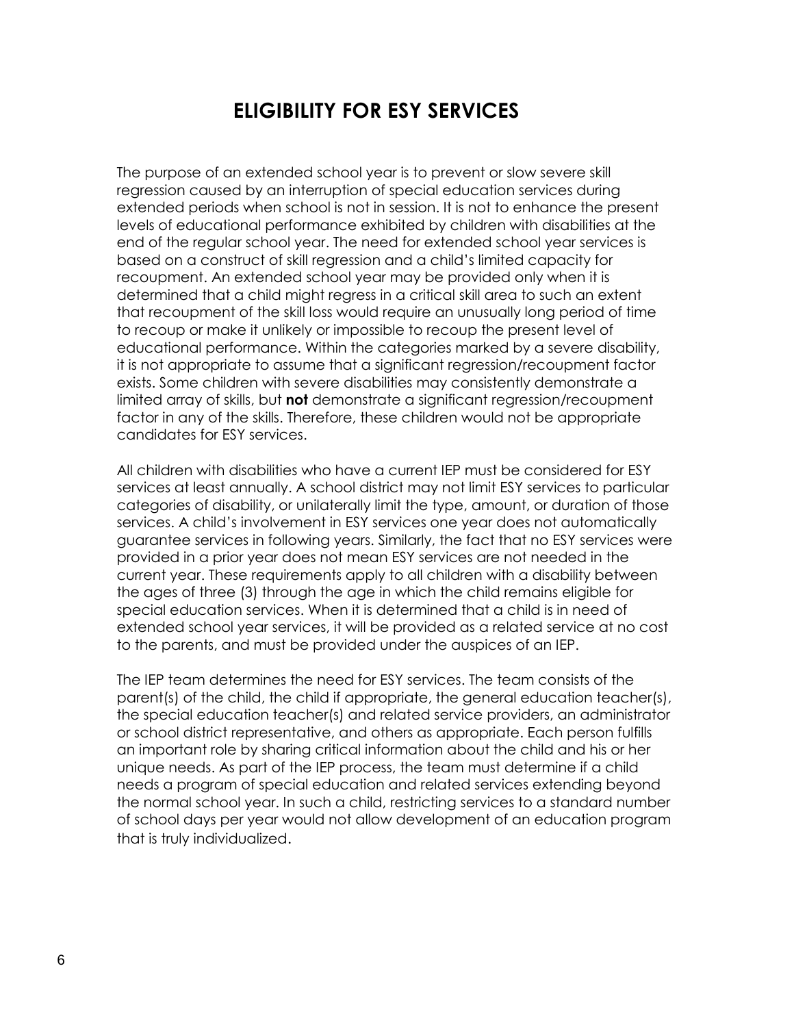# ELIGIBILITY FOR ESY SERVICES

The purpose of an extended school year is to prevent or slow severe skill regression caused by an interruption of special education services during extended periods when school is not in session. It is not to enhance the present levels of educational performance exhibited by children with disabilities at the end of the regular school year. The need for extended school year services is based on a construct of skill regression and a child's limited capacity for recoupment. An extended school year may be provided only when it is determined that a child might regress in a critical skill area to such an extent that recoupment of the skill loss would require an unusually long period of time to recoup or make it unlikely or impossible to recoup the present level of educational performance. Within the categories marked by a severe disability, it is not appropriate to assume that a significant regression/recoupment factor exists. Some children with severe disabilities may consistently demonstrate a limited array of skills, but **not** demonstrate a significant regression/recoupment factor in any of the skills. Therefore, these children would not be appropriate candidates for ESY services.

All children with disabilities who have a current IEP must be considered for ESY services at least annually. A school district may not limit ESY services to particular categories of disability, or unilaterally limit the type, amount, or duration of those services. A child's involvement in ESY services one year does not automatically guarantee services in following years. Similarly, the fact that no ESY services were provided in a prior year does not mean ESY services are not needed in the current year. These requirements apply to all children with a disability between the ages of three (3) through the age in which the child remains eligible for special education services. When it is determined that a child is in need of extended school year services, it will be provided as a related service at no cost to the parents, and must be provided under the auspices of an IEP.

The IEP team determines the need for ESY services. The team consists of the parent(s) of the child, the child if appropriate, the general education teacher(s), the special education teacher(s) and related service providers, an administrator or school district representative, and others as appropriate. Each person fulfills an important role by sharing critical information about the child and his or her unique needs. As part of the IEP process, the team must determine if a child needs a program of special education and related services extending beyond the normal school year. In such a child, restricting services to a standard number of school days per year would not allow development of an education program that is truly individualized.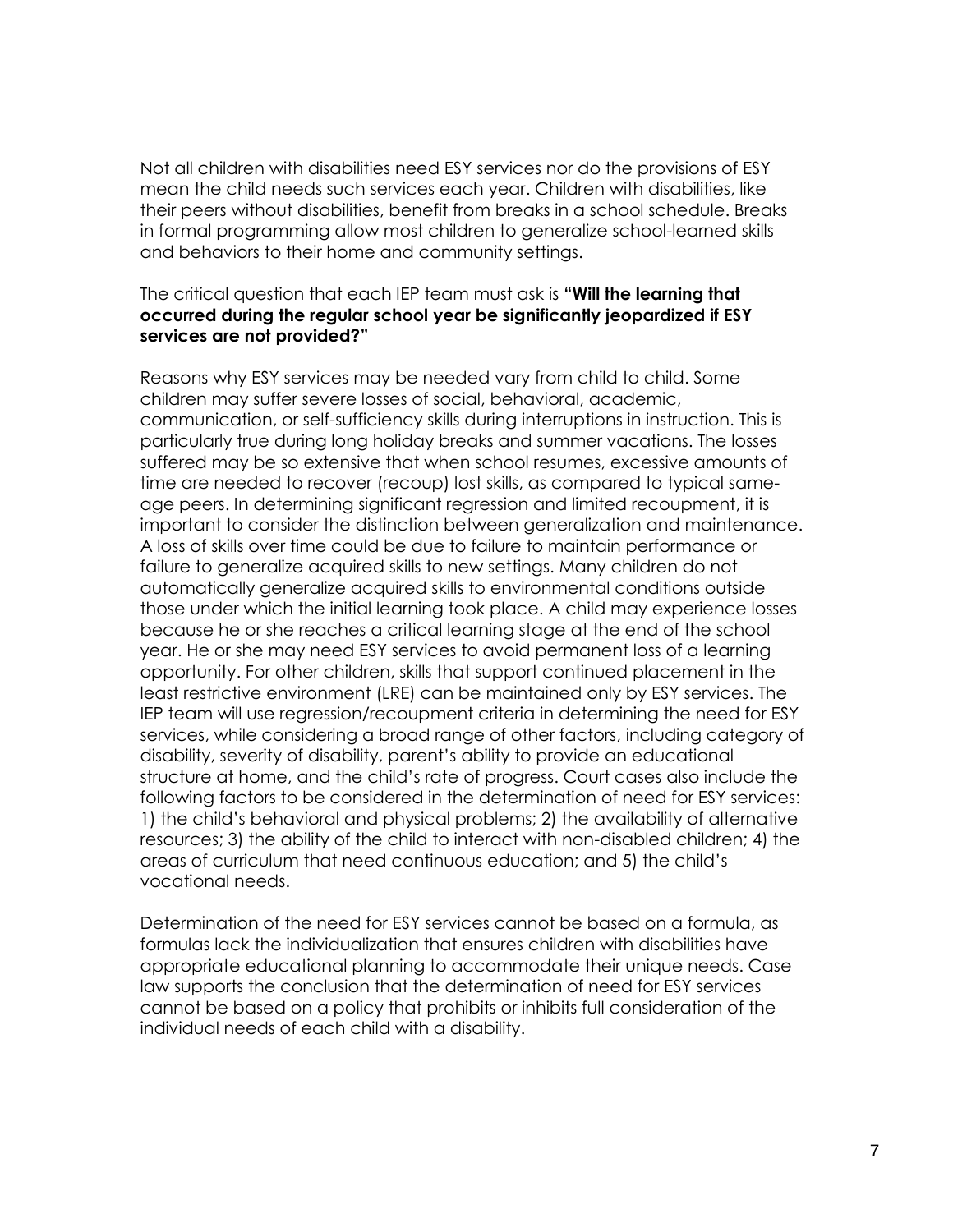Not all children with disabilities need ESY services nor do the provisions of ESY mean the child needs such services each year. Children with disabilities, like their peers without disabilities, benefit from breaks in a school schedule. Breaks in formal programming allow most children to generalize school-learned skills and behaviors to their home and community settings.

The critical question that each IEP team must ask is **"Will the learning that occurred during the regular school year be significantly jeopardized if ESY services are not provided?"**

Reasons why ESY services may be needed vary from child to child. Some children may suffer severe losses of social, behavioral, academic, communication, or self-sufficiency skills during interruptions in instruction. This is particularly true during long holiday breaks and summer vacations. The losses suffered may be so extensive that when school resumes, excessive amounts of time are needed to recover (recoup) lost skills, as compared to typical same-age peers. In determining significant regression and limited recoupment, it is important to consider the distinction between generalization and maintenance. A loss of skills over time could be due to failure to maintain performance or failure to generalize acquired skills to new settings. Many children do not automatically generalize acquired skills to environmental conditions outside those under which the initial learning took place. A child may experience losses because he or she reaches a critical learning stage at the end of the school year. He or she may need ESY services to avoid permanent loss of a learning opportunity. For other children, skills that support continued placement in the least restrictive environment (LRE) can be maintained only by ESY services. The IEP team will use regression/recoupment criteria in determining the need for ESY services, while considering a broad range of other factors, including category of disability, severity of disability, parent's ability to provide an educational structure at home, and the child's rate of progress. Court cases also include the following factors to be considered in the determination of need for ESY services: 1) the child's behavioral and physical problems; 2) the availability of alternative resources; 3) the ability of the child to interact with non-disabled children; 4) the areas of curriculum that need continuous education; and 5) the child's vocational needs.

Determination of the need for ESY services cannot be based on a formula, as formulas lack the individualization that ensures children with disabilities have appropriate educational planning to accommodate their unique needs. Case law supports the conclusion that the determination of need for ESY services cannot be based on a policy that prohibits or inhibits full consideration of the individual needs of each child with a disability.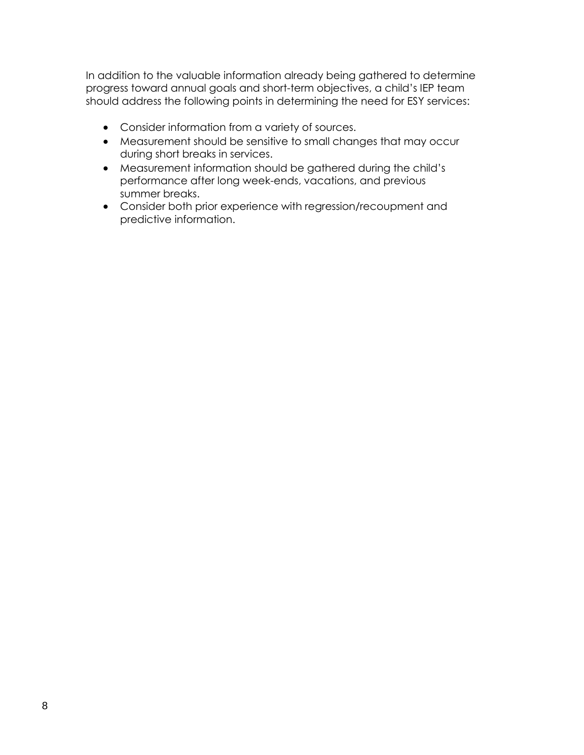In addition to the valuable information already being gathered to determine progress toward annual goals and short-term objectives, a child's IEP team should address the following points in determining the need for ESY services:

- Consider information from a variety of sources.
- Measurement should be sensitive to small changes that may occur during short breaks in services.
- Measurement information should be gathered during the child's performance after long week-ends, vacations, and previous summer breaks.
- Consider both prior experience with regression/recoupment and predictive information.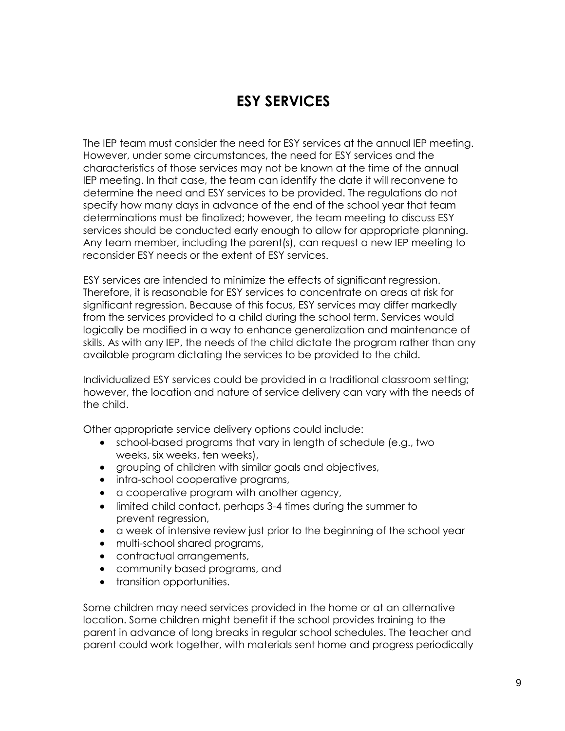# ESY SERVICES

The IEP team must consider the need for ESY services at the annual IEP meeting. However, under some circumstances, the need for ESY services and the characteristics of those services may not be known at the time of the annual IEP meeting. In that case, the team can identify the date it will reconvene to determine the need and ESY services to be provided. The regulations do not specify how many days in advance of the end of the school year that team determinations must be finalized; however, the team meeting to discuss ESY services should be conducted early enough to allow for appropriate planning. Any team member, including the parent(s), can request a new IEP meeting to reconsider ESY needs or the extent of ESY services.

ESY services are intended to minimize the effects of significant regression. Therefore, it is reasonable for ESY services to concentrate on areas at risk for significant regression. Because of this focus, ESY services may differ markedly from the services provided to a child during the school term. Services would logically be modified in a way to enhance generalization and maintenance of skills. As with any IEP, the needs of the child dictate the program rather than any available program dictating the services to be provided to the child.

Individualized ESY services could be provided in a traditional classroom setting; however, the location and nature of service delivery can vary with the needs of the child.

Other appropriate service delivery options could include:

- school-based programs that vary in length of schedule (e.g., two weeks, six weeks, ten weeks),
- grouping of children with similar goals and objectives,
- intra-school cooperative programs,
- a cooperative program with another agency,
- limited child contact, perhaps 3-4 times during the summer to prevent regression,
- a week of intensive review just prior to the beginning of the school year
- multi-school shared programs,
- contractual arrangements,
- community based programs, and
- transition opportunities.

Some children may need services provided in the home or at an alternative location. Some children might benefit if the school provides training to the parent in advance of long breaks in regular school schedules. The teacher and parent could work together, with materials sent home and progress periodically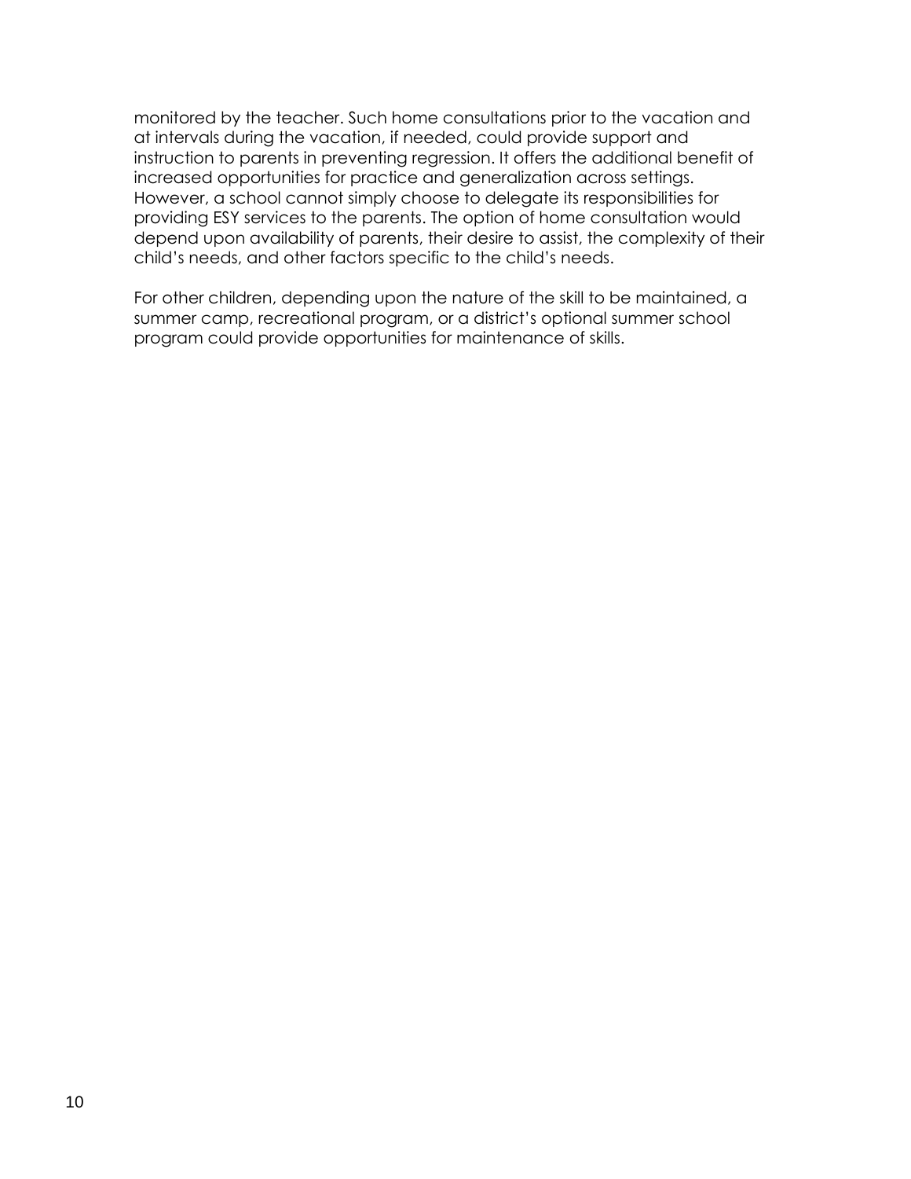monitored by the teacher. Such home consultations prior to the vacation and at intervals during the vacation, if needed, could provide support and instruction to parents in preventing regression. It offers the additional benefit of increased opportunities for practice and generalization across settings. However, a school cannot simply choose to delegate its responsibilities for providing ESY services to the parents. The option of home consultation would depend upon availability of parents, their desire to assist, the complexity of their child's needs, and other factors specific to the child's needs.

For other children, depending upon the nature of the skill to be maintained, a summer camp, recreational program, or a district's optional summer school program could provide opportunities for maintenance of skills.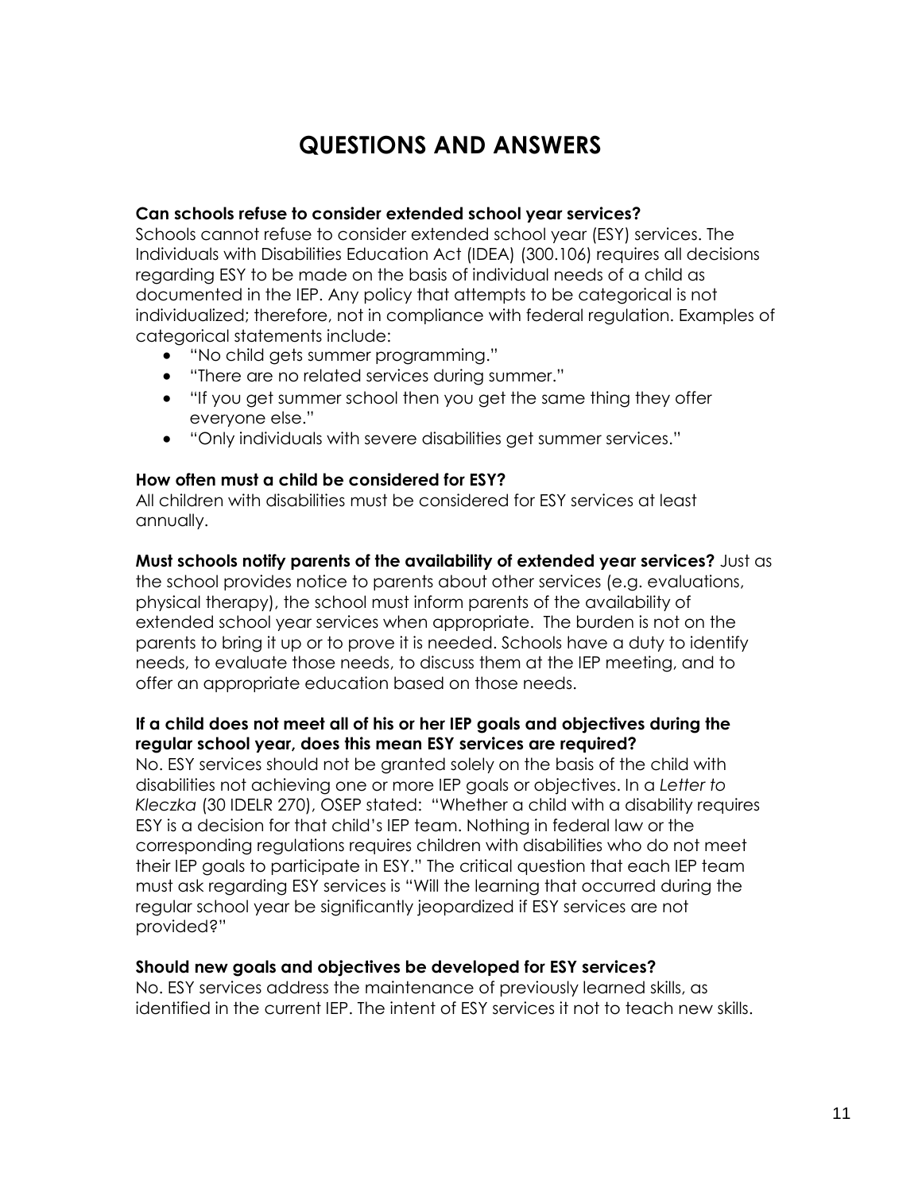# QUESTIONS AND ANSWERS

**Can schools refuse to consider extended school year services?**

Schools cannot refuse to consider extended school year (ESY) services. The Individuals with Disabilities Education Act (IDEA) (300.106) requires all decisions regarding ESY to be made on the basis of individual needs of a child as documented in the IEP. Any policy that attempts to be categorical is not individualized; therefore, not in compliance with federal regulation. Examples of categorical statements include:

- "No child gets summer programming."
- "There are no related services during summer."
- "If you get summer school then you get the same thing they offer everyone else."
- "Only individuals with severe disabilities get summer services."

**How often must a child be considered for ESY?**

All children with disabilities must be considered for ESY services at least annually.

**Must schools notify parents of the availability of extended year services?** Just as the school provides notice to parents about other services (e.g. evaluations, physical therapy), the school must inform parents of the availability of extended school year services when appropriate. The burden is not on the parents to bring it up or to prove it is needed. Schools have a duty to identify needs, to evaluate those needs, to discuss them at the IEP meeting, and to offer an appropriate education based on those needs.

**If a child does not meet all of his or her IEP goals and objectives during the regular school year, does this mean ESY services are required?**

No. ESY services should not be granted solely on the basis of the child with disabilities not achieving one or more IEP goals or objectives. In a *Letter to Kleczka* (30 IDELR 270), OSEP stated: "Whether a child with a disability requires ESY is a decision for that child's IEP team. Nothing in federal law or the corresponding regulations requires children with disabilities who do not meet their IEP goals to participate in ESY." The critical question that each IEP team must ask regarding ESY services is "Will the learning that occurred during the regular school year be significantly jeopardized if ESY services are not provided?"

**Should new goals and objectives be developed for ESY services?**

No. ESY services address the maintenance of previously learned skills, as identified in the current IEP. The intent of ESY services it not to teach new skills.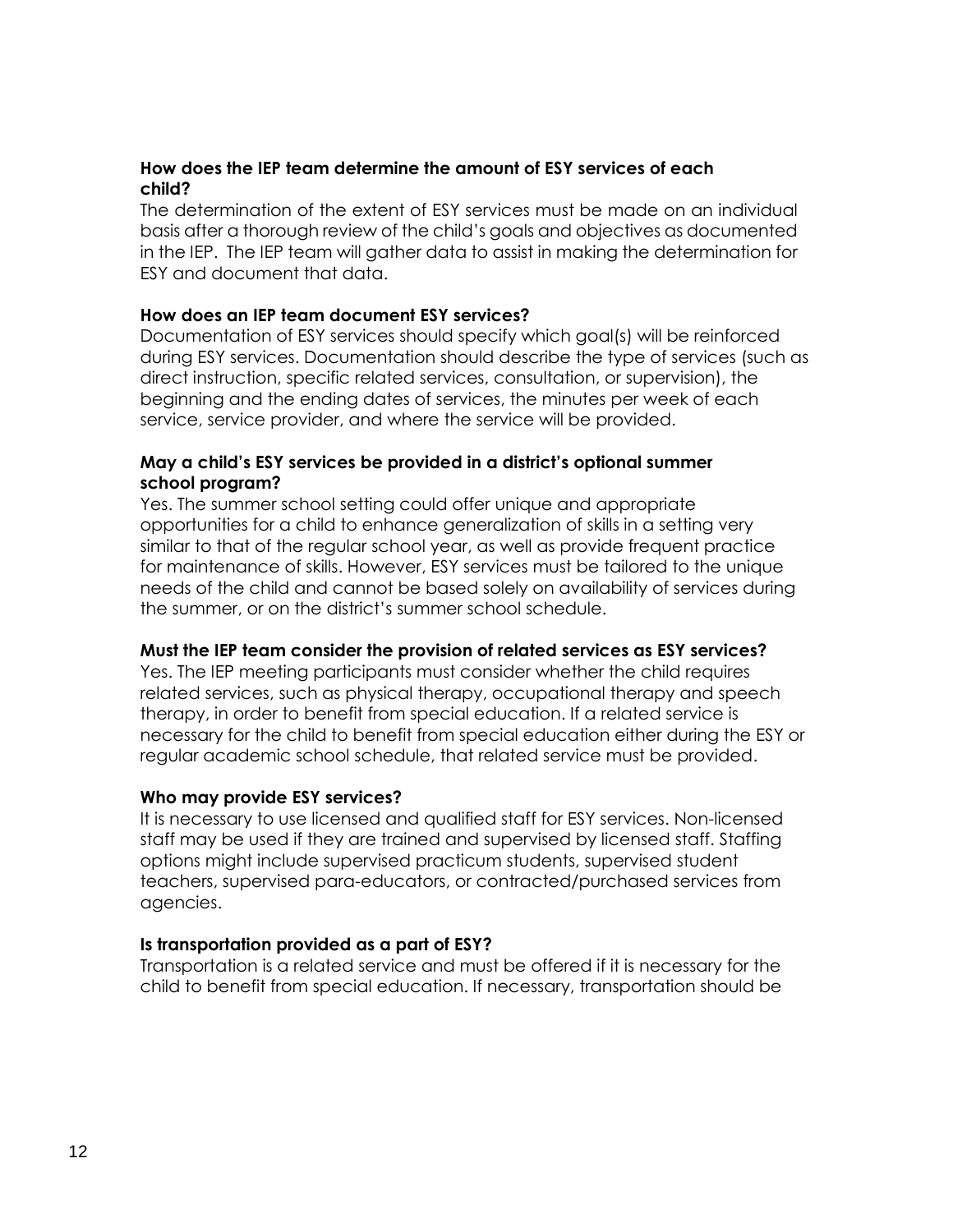**How does the IEP team determine the amount of ESY services of each child?**

The determination of the extent of ESY services must be made on an individual basis after a thorough review of the child's goals and objectives as documented in the IEP. The IEP team will gather data to assist in making the determination for ESY and document that data.

**How does an IEP team document ESY services?**

Documentation of ESY services should specify which goal(s) will be reinforced during ESY services. Documentation should describe the type of services (such as direct instruction, specific related services, consultation, or supervision), the beginning and the ending dates of services, the minutes per week of each service, service provider, and where the service will be provided.

**May a child's ESY services be provided in a district's optional summer school program?**

Yes. The summer school setting could offer unique and appropriate opportunities for a child to enhance generalization of skills in a setting very similar to that of the regular school year, as well as provide frequent practice for maintenance of skills. However, ESY services must be tailored to the unique needs of the child and cannot be based solely on availability of services during the summer, or on the district's summer school schedule.

**Must the IEP team consider the provision of related services as ESY services?**

Yes. The IEP meeting participants must consider whether the child requires related services, such as physical therapy, occupational therapy and speech therapy, in order to benefit from special education. If a related service is necessary for the child to benefit from special education either during the ESY or regular academic school schedule, that related service must be provided.

**Who may provide ESY services?**

It is necessary to use licensed and qualified staff for ESY services. Non-licensed staff may be used if they are trained and supervised by licensed staff. Staffing options might include supervised practicum students, supervised student teachers, supervised para-educators, or contracted/purchased services from agencies.

**Is transportation provided as a part of ESY?**

Transportation is a related service and must be offered if it is necessary for the child to benefit from special education. If necessary, transportation should be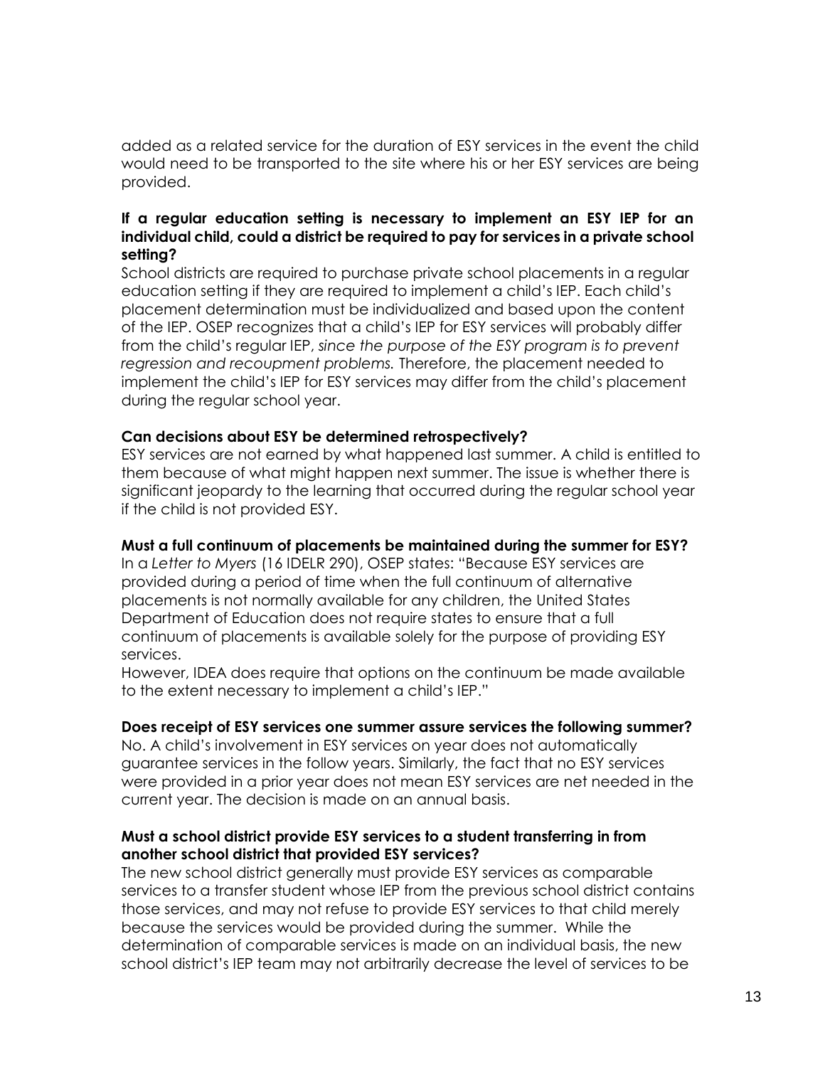added as a related service for the duration of ESY services in the event the child would need to be transported to the site where his or her ESY services are being provided.

**If a regular education setting is necessary to implement an ESY IEP for an individual child, could a district be required to pay for services in a private school setting?**

School districts are required to purchase private school placements in a regular education setting if they are required to implement a child's IEP. Each child's placement determination must be individualized and based upon the content of the IEP. OSEP recognizes that a child's IEP for ESY services will probably differ from the child's regular IEP, *since the purpose of the ESY program is to prevent regression and recoupment problems.* Therefore, the placement needed to implement the child's IEP for ESY services may differ from the child's placement during the regular school year.

**Can decisions about ESY be determined retrospectively?**

ESY services are not earned by what happened last summer. A child is entitled to them because of what might happen next summer. The issue is whether there is significant jeopardy to the learning that occurred during the regular school year if the child is not provided ESY.

**Must a full continuum of placements be maintained during the summer for ESY?**

In a *Letter to Myers* (16 IDELR 290), OSEP states: "Because ESY services are provided during a period of time when the full continuum of alternative placements is not normally available for any children, the United States Department of Education does not require states to ensure that a full continuum of placements is available solely for the purpose of providing ESY services.

However, IDEA does require that options on the continuum be made available to the extent necessary to implement a child's IEP."

**Does receipt of ESY services one summer assure services the following summer?**

No. A child's involvement in ESY services on year does not automatically guarantee services in the follow years. Similarly, the fact that no ESY services were provided in a prior year does not mean ESY services are net needed in the current year. The decision is made on an annual basis.

**Must a school district provide ESY services to a student transferring in from another school district that provided ESY services?**

The new school district generally must provide ESY services as comparable services to a transfer student whose IEP from the previous school district contains those services, and may not refuse to provide ESY services to that child merely because the services would be provided during the summer. While the determination of comparable services is made on an individual basis, the new school district's IEP team may not arbitrarily decrease the level of services to be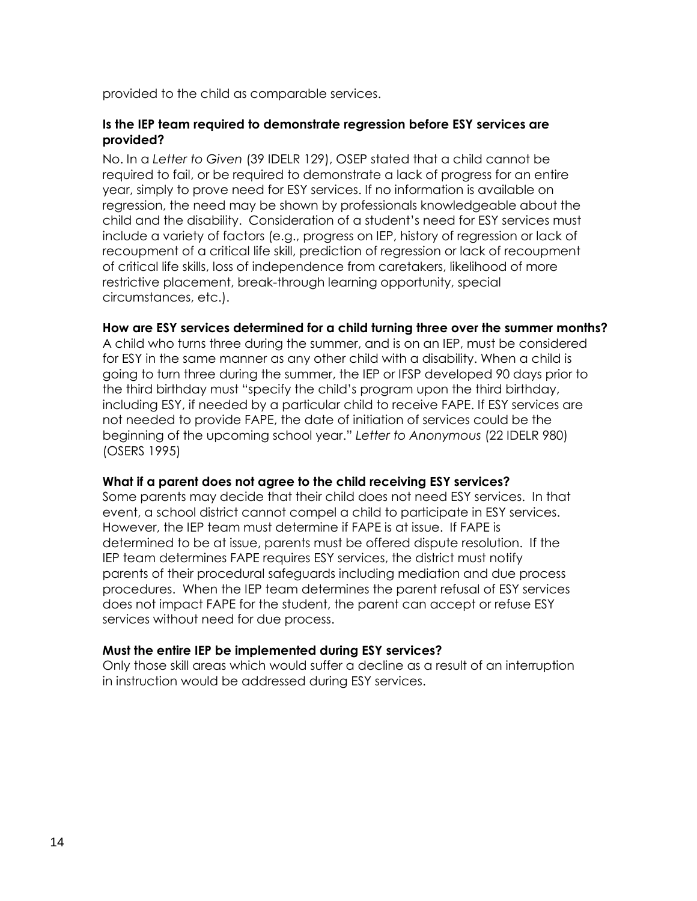provided to the child as comparable services.

**Is the IEP team required to demonstrate regression before ESY services are provided?**

No. In a *Letter to Given* (39 IDELR 129), OSEP stated that a child cannot be required to fail, or be required to demonstrate a lack of progress for an entire year, simply to prove need for ESY services. If no information is available on regression, the need may be shown by professionals knowledgeable about the child and the disability. Consideration of a student's need for ESY services must include a variety of factors (e.g., progress on IEP, history of regression or lack of recoupment of a critical life skill, prediction of regression or lack of recoupment of critical life skills, loss of independence from caretakers, likelihood of more restrictive placement, break-through learning opportunity, special circumstances, etc.).

**How are ESY services determined for a child turning three over the summer months?**

A child who turns three during the summer, and is on an IEP, must be considered for ESY in the same manner as any other child with a disability. When a child is going to turn three during the summer, the IEP or IFSP developed 90 days prior to the third birthday must "specify the child's program upon the third birthday, including ESY, if needed by a particular child to receive FAPE. If ESY services are not needed to provide FAPE, the date of initiation of services could be the beginning of the upcoming school year." *Letter to Anonymous* (22 IDELR 980) (OSERS 1995)

**What if a parent does not agree to the child receiving ESY services?**

Some parents may decide that their child does not need ESY services. In that event, a school district cannot compel a child to participate in ESY services. However, the IEP team must determine if FAPE is at issue. If FAPE is determined to be at issue, parents must be offered dispute resolution. If the IEP team determines FAPE requires ESY services, the district must notify parents of their procedural safeguards including mediation and due process procedures. When the IEP team determines the parent refusal of ESY services does not impact FAPE for the student, the parent can accept or refuse ESY services without need for due process.

**Must the entire IEP be implemented during ESY services?**

Only those skill areas which would suffer a decline as a result of an interruption in instruction would be addressed during ESY services.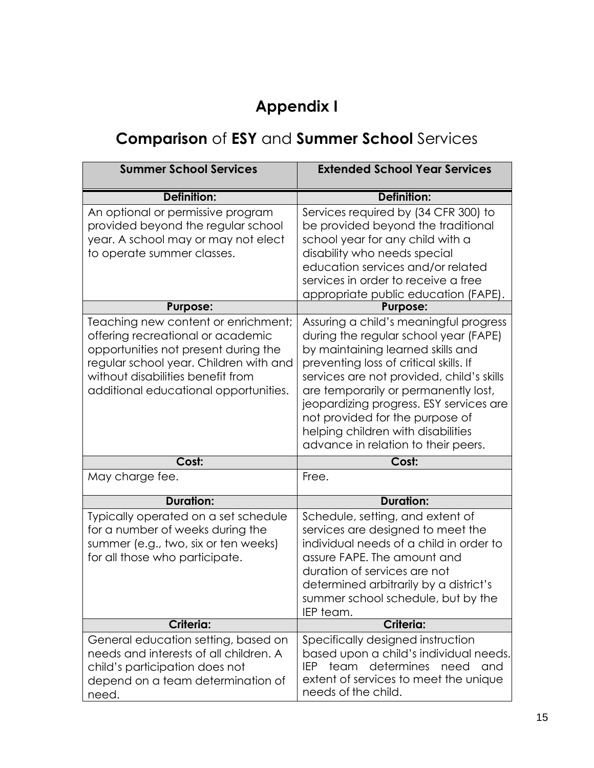# Appendix I

## **Comparison** of **ESY** and **Summer School** Services

| Summer School Services | Extended School Year Services |
|---|---|
| **Definition:** | **Definition:** |
| An optional or permissive program provided beyond the regular school year. A school may or may not elect to operate summer classes. | Services required by (34 CFR 300) to be provided beyond the traditional school year for any child with a disability who needs special education services and/or related services in order to receive a free appropriate public education (FAPE). |
| **Purpose:** | **Purpose:** |
| Teaching new content or enrichment; offering recreational or academic opportunities not present during the regular school year. Children with and without disabilities benefit from additional educational opportunities. | Assuring a child's meaningful progress during the regular school year (FAPE) by maintaining learned skills and preventing loss of critical skills. If services are not provided, child's skills are temporarily or permanently lost, jeopardizing progress. ESY services are not provided for the purpose of helping children with disabilities advance in relation to their peers. |
| **Cost:** | **Cost:** |
| May charge fee. | Free. |
| **Duration:** | **Duration:** |
| Typically operated on a set schedule for a number of weeks during the summer (e.g., two, six or ten weeks) for all those who participate. | Schedule, setting, and extent of services are designed to meet the individual needs of a child in order to assure FAPE. The amount and duration of services are not determined arbitrarily by a district's summer school schedule, but by the IEP team. |
| **Criteria:** | **Criteria:** |
| General education setting, based on needs and interests of all children. A child's participation does not depend on a team determination of need. | Specifically designed instruction based upon a child's individual needs. IEP team determines need and extent of services to meet the unique needs of the child. |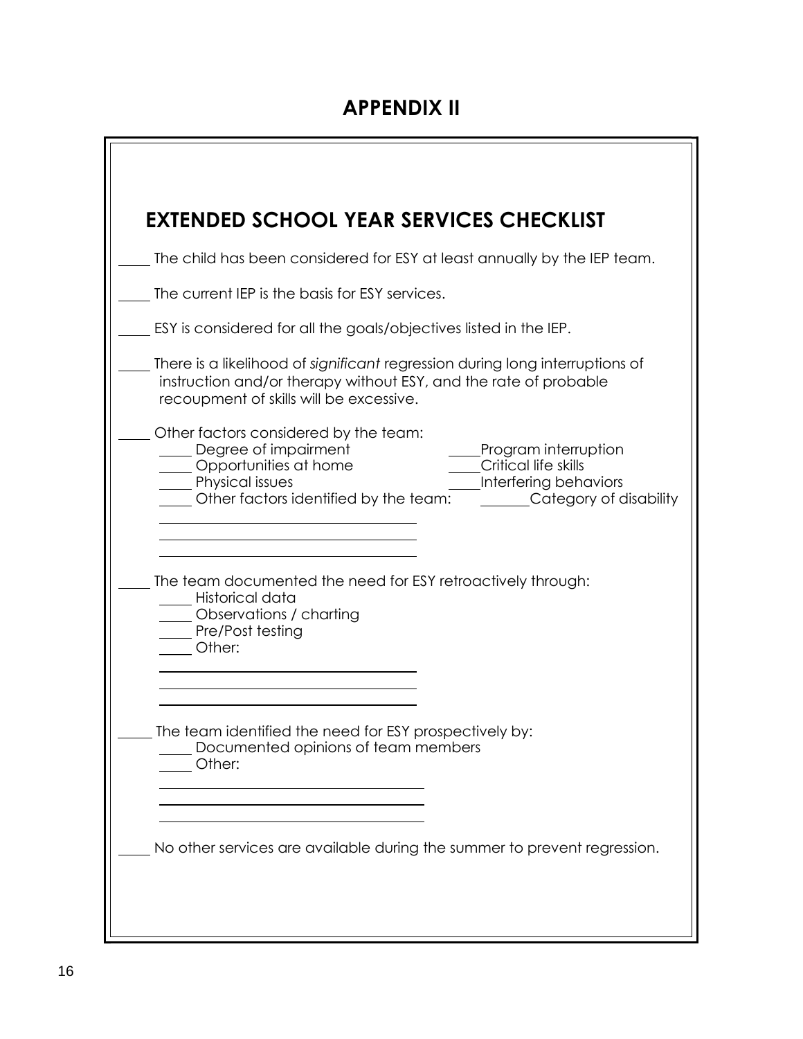# APPENDIX II

## EXTENDED SCHOOL YEAR SERVICES CHECKLIST

____ The child has been considered for ESY at least annually by the IEP team.

____ The current IEP is the basis for ESY services.

____ ESY is considered for all the goals/objectives listed in the IEP.

____ There is a likelihood of *significant* regression during long interruptions of instruction and/or therapy without ESY, and the rate of probable recoupment of skills will be excessive.

____ Other factors considered by the team:

- ____ Degree of impairment
- ____ Opportunities at home
- ____ Physical issues
- ____ Other factors identified by the team:
- ____ Program interruption
- ____ Critical life skills
- ____ Interfering behaviors
- ______ Category of disability

________________________________

________________________________

________________________________

____ The team documented the need for ESY retroactively through:

- ____ Historical data
- ____ Observations / charting
- ____ Pre/Post testing
- ____ Other:

________________________________

________________________________

________________________________

____ The team identified the need for ESY prospectively by:

- ____ Documented opinions of team members
- ____ Other:

________________________________

________________________________

________________________________

____ No other services are available during the summer to prevent regression.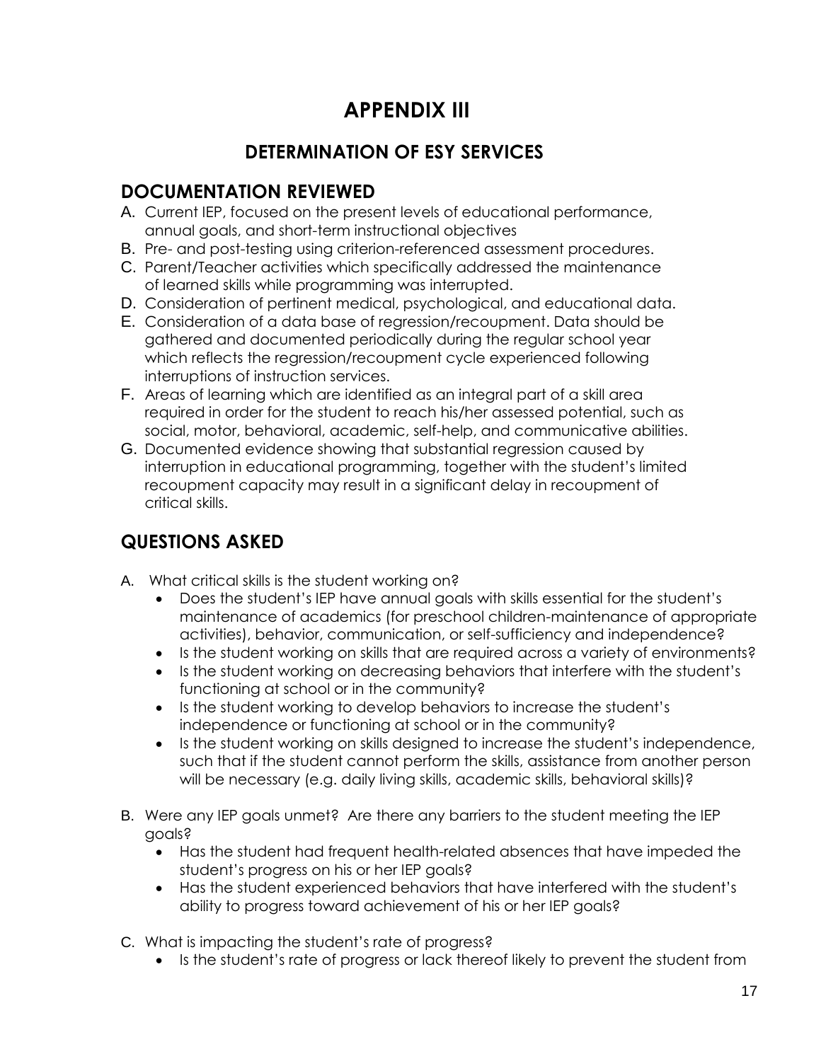# APPENDIX III

## DETERMINATION OF ESY SERVICES

## DOCUMENTATION REVIEWED

A. Current IEP, focused on the present levels of educational performance, annual goals, and short-term instructional objectives

B. Pre- and post-testing using criterion-referenced assessment procedures.

C. Parent/Teacher activities which specifically addressed the maintenance of learned skills while programming was interrupted.

D. Consideration of pertinent medical, psychological, and educational data.

E. Consideration of a data base of regression/recoupment. Data should be gathered and documented periodically during the regular school year which reflects the regression/recoupment cycle experienced following interruptions of instruction services.

F. Areas of learning which are identified as an integral part of a skill area required in order for the student to reach his/her assessed potential, such as social, motor, behavioral, academic, self-help, and communicative abilities.

G. Documented evidence showing that substantial regression caused by interruption in educational programming, together with the student's limited recoupment capacity may result in a significant delay in recoupment of critical skills.

## QUESTIONS ASKED

A. What critical skills is the student working on?
- Does the student's IEP have annual goals with skills essential for the student's maintenance of academics (for preschool children-maintenance of appropriate activities), behavior, communication, or self-sufficiency and independence?
- Is the student working on skills that are required across a variety of environments?
- Is the student working on decreasing behaviors that interfere with the student's functioning at school or in the community?
- Is the student working to develop behaviors to increase the student's independence or functioning at school or in the community?
- Is the student working on skills designed to increase the student's independence, such that if the student cannot perform the skills, assistance from another person will be necessary (e.g. daily living skills, academic skills, behavioral skills)?

B. Were any IEP goals unmet? Are there any barriers to the student meeting the IEP goals?
- Has the student had frequent health-related absences that have impeded the student's progress on his or her IEP goals?
- Has the student experienced behaviors that have interfered with the student's ability to progress toward achievement of his or her IEP goals?

C. What is impacting the student's rate of progress?
- Is the student's rate of progress or lack thereof likely to prevent the student from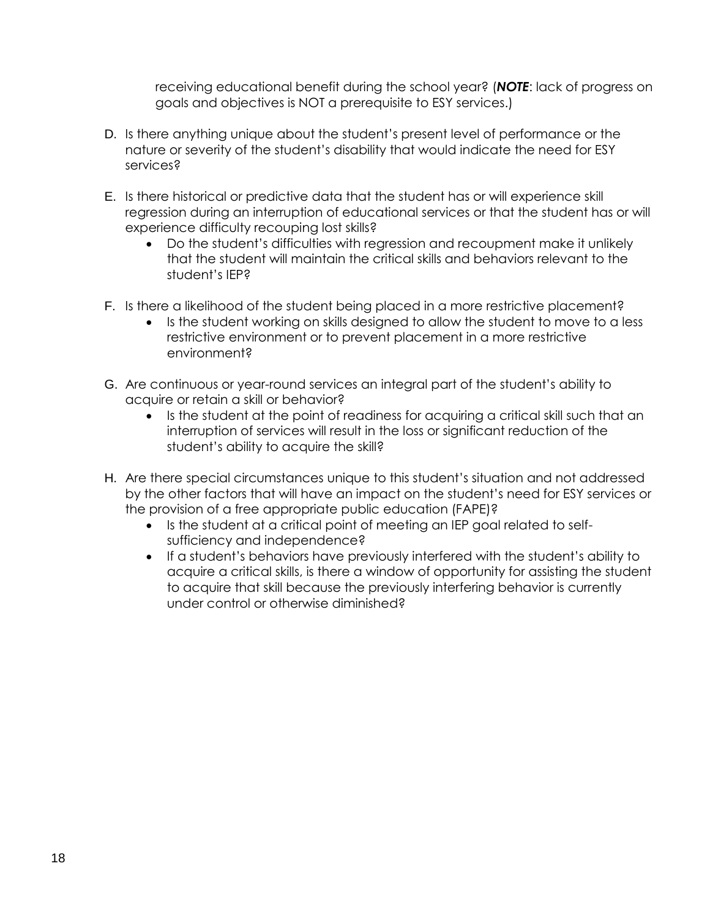receiving educational benefit during the school year? (***NOTE***: lack of progress on goals and objectives is NOT a prerequisite to ESY services.)

D. Is there anything unique about the student's present level of performance or the nature or severity of the student's disability that would indicate the need for ESY services?

E. Is there historical or predictive data that the student has or will experience skill regression during an interruption of educational services or that the student has or will experience difficulty recouping lost skills?
   - Do the student's difficulties with regression and recoupment make it unlikely that the student will maintain the critical skills and behaviors relevant to the student's IEP?

F. Is there a likelihood of the student being placed in a more restrictive placement?
   - Is the student working on skills designed to allow the student to move to a less restrictive environment or to prevent placement in a more restrictive environment?

G. Are continuous or year-round services an integral part of the student's ability to acquire or retain a skill or behavior?
   - Is the student at the point of readiness for acquiring a critical skill such that an interruption of services will result in the loss or significant reduction of the student's ability to acquire the skill?

H. Are there special circumstances unique to this student's situation and not addressed by the other factors that will have an impact on the student's need for ESY services or the provision of a free appropriate public education (FAPE)?
   - Is the student at a critical point of meeting an IEP goal related to self-sufficiency and independence?
   - If a student's behaviors have previously interfered with the student's ability to acquire a critical skills, is there a window of opportunity for assisting the student to acquire that skill because the previously interfering behavior is currently under control or otherwise diminished?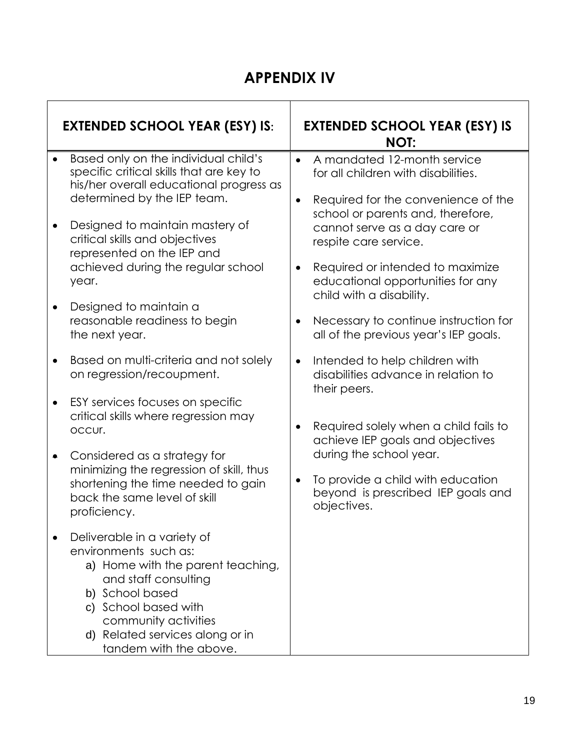# APPENDIX IV

| EXTENDED SCHOOL YEAR (ESY) IS: | EXTENDED SCHOOL YEAR (ESY) IS NOT: |
|---|---|
| • Based only on the individual child's specific critical skills that are key to his/her overall educational progress as determined by the IEP team.<br><br>• Designed to maintain mastery of critical skills and objectives represented on the IEP and achieved during the regular school year.<br><br>• Designed to maintain a reasonable readiness to begin the next year.<br><br>• Based on multi-criteria and not solely on regression/recoupment.<br><br>• ESY services focuses on specific critical skills where regression may occur.<br><br>• Considered as a strategy for minimizing the regression of skill, thus shortening the time needed to gain back the same level of skill proficiency.<br><br>• Deliverable in a variety of environments such as:<br>a) Home with the parent teaching, and staff consulting<br>b) School based<br>c) School based with community activities<br>d) Related services along or in tandem with the above. | • A mandated 12-month service for all children with disabilities.<br><br>• Required for the convenience of the school or parents and, therefore, cannot serve as a day care or respite care service.<br><br>• Required or intended to maximize educational opportunities for any child with a disability.<br><br>• Necessary to continue instruction for all of the previous year's IEP goals.<br><br>• Intended to help children with disabilities advance in relation to their peers.<br><br>• Required solely when a child fails to achieve IEP goals and objectives during the school year.<br><br>• To provide a child with education beyond is prescribed IEP goals and objectives. |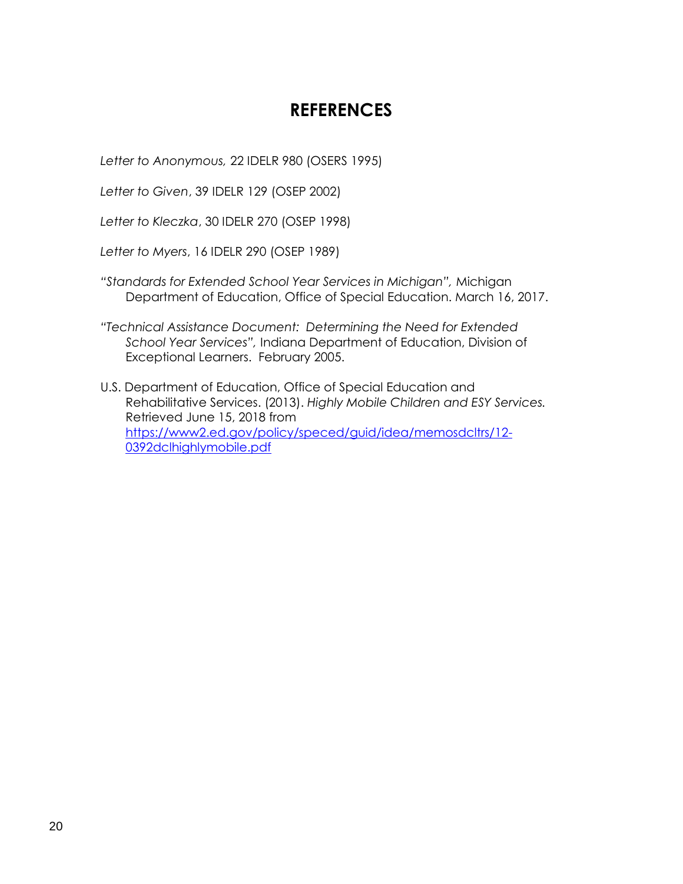# REFERENCES

*Letter to Anonymous,* 22 IDELR 980 (OSERS 1995)

*Letter to Given*, 39 IDELR 129 (OSEP 2002)

*Letter to Kleczka*, 30 IDELR 270 (OSEP 1998)

*Letter to Myers*, 16 IDELR 290 (OSEP 1989)

*"Standards for Extended School Year Services in Michigan",* Michigan Department of Education, Office of Special Education. March 16, 2017.

*"Technical Assistance Document: Determining the Need for Extended School Year Services",* Indiana Department of Education, Division of Exceptional Learners. February 2005.

U.S. Department of Education, Office of Special Education and Rehabilitative Services. (2013). *Highly Mobile Children and ESY Services.* Retrieved June 15, 2018 from [https://www2.ed.gov/policy/speced/guid/idea/memosdcltrs/12-0392dclhighlymobile.pdf](https://www2.ed.gov/policy/speced/guid/idea/memosdcltrs/12-0392dclhighlymobile.pdf)